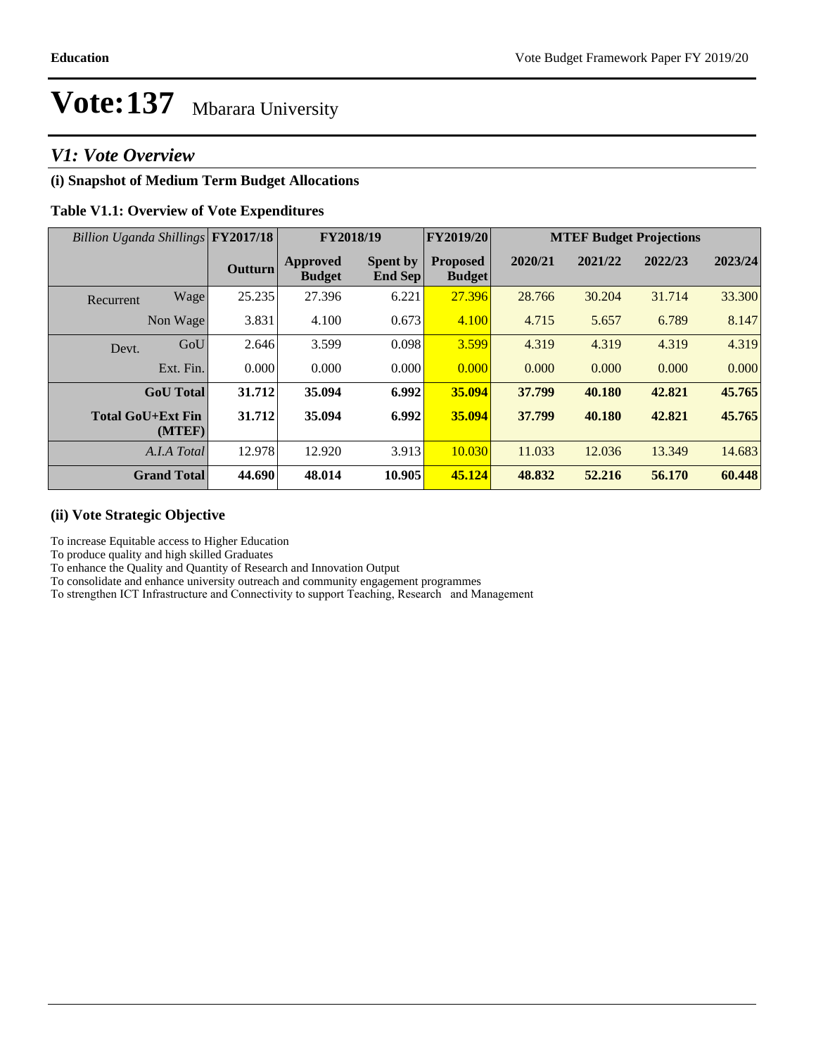# Vote:137 Mbarara University

## *V1: Vote Overview*

### (i) Snapshot of Medium Term Budget Allocations

**Table V1.1: Overview of Vote Expenditures**

| *Billion Uganda Shillings* | | FY2017/18 | FY2018/19 | | FY2019/20 | MTEF Budget Projections | | | |
|---|---|---|---|---|---|---|---|---|---|
| | | **Outturn** | **Approved Budget** | **Spent by End Sep** | **Proposed Budget** | **2020/21** | **2021/22** | **2022/23** | **2023/24** |
| Recurrent | Wage | 25.235 | 27.396 | 6.221 | 27.396 | 28.766 | 30.204 | 31.714 | 33.300 |
| | Non Wage | 3.831 | 4.100 | 0.673 | 4.100 | 4.715 | 5.657 | 6.789 | 8.147 |
| Devt. | GoU | 2.646 | 3.599 | 0.098 | 3.599 | 4.319 | 4.319 | 4.319 | 4.319 |
| | Ext. Fin. | 0.000 | 0.000 | 0.000 | 0.000 | 0.000 | 0.000 | 0.000 | 0.000 |
| | **GoU Total** | **31.712** | **35.094** | **6.992** | **35.094** | **37.799** | **40.180** | **42.821** | **45.765** |
| | **Total GoU+Ext Fin (MTEF)** | **31.712** | **35.094** | **6.992** | **35.094** | **37.799** | **40.180** | **42.821** | **45.765** |
| | *A.I.A Total* | 12.978 | 12.920 | 3.913 | 10.030 | 11.033 | 12.036 | 13.349 | 14.683 |
| | **Grand Total** | **44.690** | **48.014** | **10.905** | **45.124** | **48.832** | **52.216** | **56.170** | **60.448** |

### (ii) Vote Strategic Objective

To increase Equitable access to Higher Education
To produce quality and high skilled Graduates
To enhance the Quality and Quantity of Research and Innovation Output
To consolidate and enhance university outreach and community engagement programmes
To strengthen ICT Infrastructure and Connectivity to support Teaching, Research and Management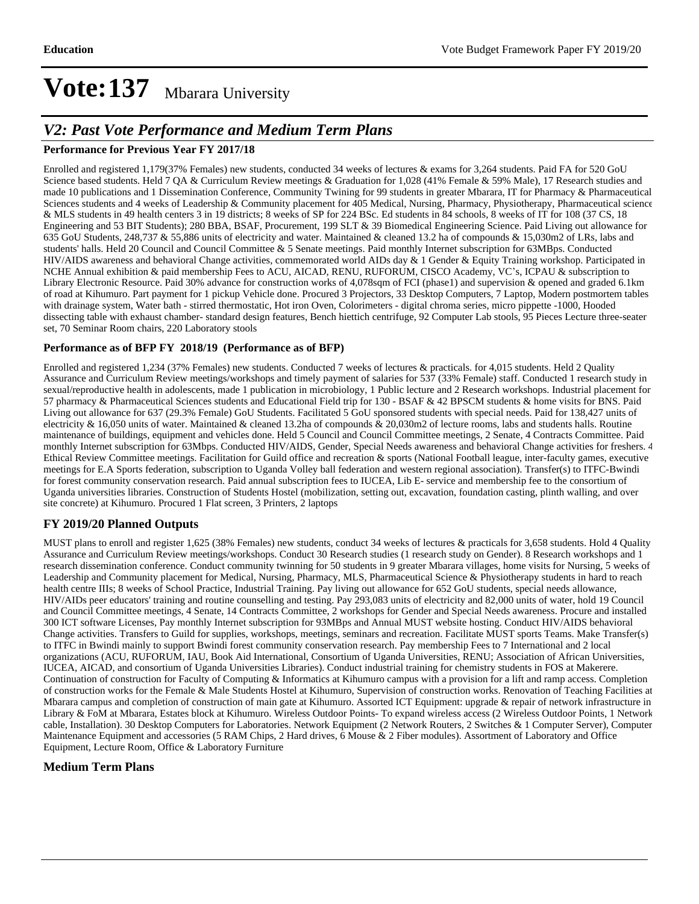# Vote:137 Mbarara University

## *V2: Past Vote Performance and Medium Term Plans*

**Performance for Previous Year FY 2017/18**

Enrolled and registered 1,179(37% Females) new students, conducted 34 weeks of lectures & exams for 3,264 students. Paid FA for 520 GoU Science based students. Held 7 QA & Curriculum Review meetings & Graduation for 1,028 (41% Female & 59% Male), 17 Research studies and made 10 publications and 1 Dissemination Conference, Community Twining for 99 students in greater Mbarara, IT for Pharmacy & Pharmaceutical Sciences students and 4 weeks of Leadership & Community placement for 405 Medical, Nursing, Pharmacy, Physiotherapy, Pharmaceutical science & MLS students in 49 health centers 3 in 19 districts; 8 weeks of SP for 224 BSc. Ed students in 84 schools, 8 weeks of IT for 108 (37 CS, 18 Engineering and 53 BIT Students); 280 BBA, BSAF, Procurement, 199 SLT & 39 Biomedical Engineering Science. Paid Living out allowance for 635 GoU Students, 248,737 & 55,886 units of electricity and water. Maintained & cleaned 13.2 ha of compounds & 15,030m2 of LRs, labs and students' halls. Held 20 Council and Council Committee & 5 Senate meetings. Paid monthly Internet subscription for 63MBps. Conducted HIV/AIDS awareness and behavioral Change activities, commemorated world AIDs day & 1 Gender & Equity Training workshop. Participated in NCHE Annual exhibition & paid membership Fees to ACU, AICAD, RENU, RUFORUM, CISCO Academy, VC's, ICPAU & subscription to Library Electronic Resource. Paid 30% advance for construction works of 4,078sqm of FCI (phase1) and supervision & opened and graded 6.1km of road at Kihumuro. Part payment for 1 pickup Vehicle done. Procured 3 Projectors, 33 Desktop Computers, 7 Laptop, Modern postmortem tables with drainage system, Water bath - stirred thermostatic, Hot iron Oven, Colorimeters - digital chroma series, micro pippette -1000, Hooded dissecting table with exhaust chamber- standard design features, Bench hiettich centrifuge, 92 Computer Lab stools, 95 Pieces Lecture three-seater set, 70 Seminar Room chairs, 220 Laboratory stools

**Performance as of BFP FY 2018/19 (Performance as of BFP)**

Enrolled and registered 1,234 (37% Females) new students. Conducted 7 weeks of lectures & practicals. for 4,015 students. Held 2 Quality Assurance and Curriculum Review meetings/workshops and timely payment of salaries for 537 (33% Female) staff. Conducted 1 research study in sexual/reproductive health in adolescents, made 1 publication in microbiology, 1 Public lecture and 2 Research workshops. Industrial placement for 57 pharmacy & Pharmaceutical Sciences students and Educational Field trip for 130 - BSAF & 42 BPSCM students & home visits for BNS. Paid Living out allowance for 637 (29.3% Female) GoU Students. Facilitated 5 GoU sponsored students with special needs. Paid for 138,427 units of electricity & 16,050 units of water. Maintained & cleaned 13.2ha of compounds & 20,030m2 of lecture rooms, labs and students halls. Routine maintenance of buildings, equipment and vehicles done. Held 5 Council and Council Committee meetings, 2 Senate, 4 Contracts Committee. Paid monthly Internet subscription for 63Mbps. Conducted HIV/AIDS, Gender, Special Needs awareness and behavioral Change activities for freshers. 4 Ethical Review Committee meetings. Facilitation for Guild office and recreation & sports (National Football league, inter-faculty games, executive meetings for E.A Sports federation, subscription to Uganda Volley ball federation and western regional association). Transfer(s) to ITFC-Bwindi for forest community conservation research. Paid annual subscription fees to IUCEA, Lib E- service and membership fee to the consortium of Uganda universities libraries. Construction of Students Hostel (mobilization, setting out, excavation, foundation casting, plinth walling, and over site concrete) at Kihumuro. Procured 1 Flat screen, 3 Printers, 2 laptops

### FY 2019/20 Planned Outputs

MUST plans to enroll and register 1,625 (38% Females) new students, conduct 34 weeks of lectures & practicals for 3,658 students. Hold 4 Quality Assurance and Curriculum Review meetings/workshops. Conduct 30 Research studies (1 research study on Gender). 8 Research workshops and 1 research dissemination conference. Conduct community twinning for 50 students in 9 greater Mbarara villages, home visits for Nursing, 5 weeks of Leadership and Community placement for Medical, Nursing, Pharmacy, MLS, Pharmaceutical Science & Physiotherapy students in hard to reach health centre IIIs; 8 weeks of School Practice, Industrial Training. Pay living out allowance for 652 GoU students, special needs allowance, HIV/AIDs peer educators' training and routine counselling and testing. Pay 293,083 units of electricity and 82,000 units of water, hold 19 Council and Council Committee meetings, 4 Senate, 14 Contracts Committee, 2 workshops for Gender and Special Needs awareness. Procure and installed 300 ICT software Licenses, Pay monthly Internet subscription for 93MBps and Annual MUST website hosting. Conduct HIV/AIDS behavioral Change activities. Transfers to Guild for supplies, workshops, meetings, seminars and recreation. Facilitate MUST sports Teams. Make Transfer(s) to ITFC in Bwindi mainly to support Bwindi forest community conservation research. Pay membership Fees to 7 International and 2 local organizations (ACU, RUFORUM, IAU, Book Aid International, Consortium of Uganda Universities, RENU; Association of African Universities, IUCEA, AICAD, and consortium of Uganda Universities Libraries). Conduct industrial training for chemistry students in FOS at Makerere. Continuation of construction for Faculty of Computing & Informatics at Kihumuro campus with a provision for a lift and ramp access. Completion of construction works for the Female & Male Students Hostel at Kihumuro, Supervision of construction works. Renovation of Teaching Facilities at Mbarara campus and completion of construction of main gate at Kihumuro. Assorted ICT Equipment: upgrade & repair of network infrastructure in Library & FoM at Mbarara, Estates block at Kihumuro. Wireless Outdoor Points- To expand wireless access (2 Wireless Outdoor Points, 1 Network cable, Installation). 30 Desktop Computers for Laboratories. Network Equipment (2 Network Routers, 2 Switches & 1 Computer Server), Computer Maintenance Equipment and accessories (5 RAM Chips, 2 Hard drives, 6 Mouse & 2 Fiber modules). Assortment of Laboratory and Office Equipment, Lecture Room, Office & Laboratory Furniture

### Medium Term Plans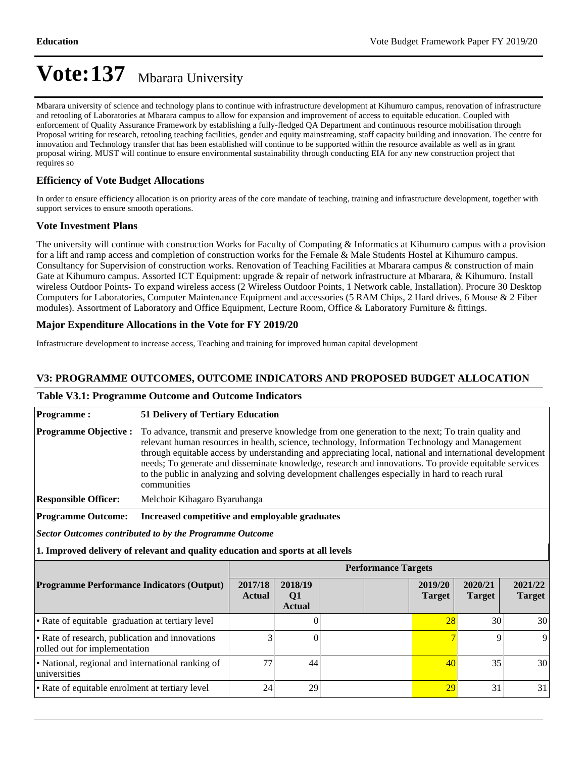# Vote:137 Mbarara University

Mbarara university of science and technology plans to continue with infrastructure development at Kihumuro campus, renovation of infrastructure and retooling of Laboratories at Mbarara campus to allow for expansion and improvement of access to equitable education. Coupled with enforcement of Quality Assurance Framework by establishing a fully-fledged QA Department and continuous resource mobilisation through Proposal writing for research, retooling teaching facilities, gender and equity mainstreaming, staff capacity building and innovation. The centre for innovation and Technology transfer that has been established will continue to be supported within the resource available as well as in grant proposal wiring. MUST will continue to ensure environmental sustainability through conducting EIA for any new construction project that requires so

### Efficiency of Vote Budget Allocations

In order to ensure efficiency allocation is on priority areas of the core mandate of teaching, training and infrastructure development, together with support services to ensure smooth operations.

### Vote Investment Plans

The university will continue with construction Works for Faculty of Computing & Informatics at Kihumuro campus with a provision for a lift and ramp access and completion of construction works for the Female & Male Students Hostel at Kihumuro campus. Consultancy for Supervision of construction works. Renovation of Teaching Facilities at Mbarara campus & construction of main Gate at Kihumuro campus. Assorted ICT Equipment: upgrade & repair of network infrastructure at Mbarara, & Kihumuro. Install wireless Outdoor Points- To expand wireless access (2 Wireless Outdoor Points, 1 Network cable, Installation). Procure 30 Desktop Computers for Laboratories, Computer Maintenance Equipment and accessories (5 RAM Chips, 2 Hard drives, 6 Mouse & 2 Fiber modules). Assortment of Laboratory and Office Equipment, Lecture Room, Office & Laboratory Furniture & fittings.

### Major Expenditure Allocations in the Vote for FY 2019/20

Infrastructure development to increase access, Teaching and training for improved human capital development

## V3: PROGRAMME OUTCOMES, OUTCOME INDICATORS AND PROPOSED BUDGET ALLOCATION

### Table V3.1: Programme Outcome and Outcome Indicators

**Programme :** 51 Delivery of Tertiary Education

**Programme Objective :** To advance, transmit and preserve knowledge from one generation to the next; To train quality and relevant human resources in health, science, technology, Information Technology and Management through equitable access by understanding and appreciating local, national and international development needs; To generate and disseminate knowledge, research and innovations. To provide equitable services to the public in analyzing and solving development challenges especially in hard to reach rural communities

**Responsible Officer:** Melchoir Kihagaro Byaruhanga

**Programme Outcome:** Increased competitive and employable graduates

***Sector Outcomes contributed to by the Programme Outcome***

**1. Improved delivery of relevant and quality education and sports at all levels**

| Programme Performance Indicators (Output) | Performance Targets | | | | | | |
|---|---|---|---|---|---|---|---|
| | 2017/18 Actual | 2018/19 Q1 Actual | | | 2019/20 Target | 2020/21 Target | 2021/22 Target |
| • Rate of equitable graduation at tertiary level | | 0 | | | 28 | 30 | 30 |
| • Rate of research, publication and innovations rolled out for implementation | 3 | 0 | | | 7 | 9 | 9 |
| • National, regional and international ranking of universities | 77 | 44 | | | 40 | 35 | 30 |
| • Rate of equitable enrolment at tertiary level | 24 | 29 | | | 29 | 31 | 31 |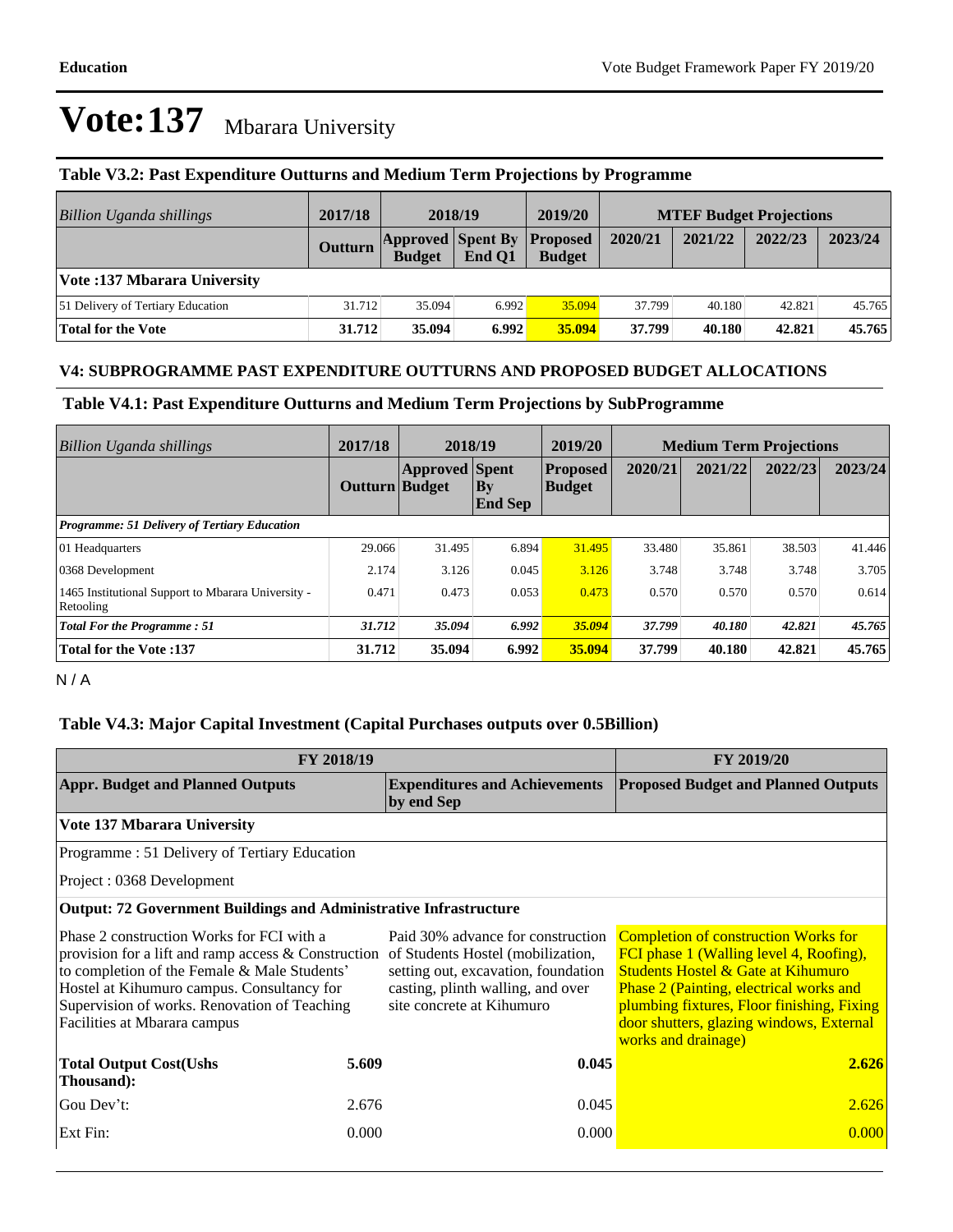# Vote:137 Mbarara University

### Table V3.2: Past Expenditure Outturns and Medium Term Projections by Programme

| *Billion Uganda shillings* | 2017/18 | 2018/19 | | 2019/20 | MTEF Budget Projections | | | |
|---|---|---|---|---|---|---|---|---|
| | **Outturn** | **Approved Budget** | **Spent By End Q1** | **Proposed Budget** | **2020/21** | **2021/22** | **2022/23** | **2023/24** |
| **Vote :137 Mbarara University** | | | | | | | | |
| 51 Delivery of Tertiary Education | 31.712 | 35.094 | 6.992 | 35.094 | 37.799 | 40.180 | 42.821 | 45.765 |
| **Total for the Vote** | **31.712** | **35.094** | **6.992** | **35.094** | **37.799** | **40.180** | **42.821** | **45.765** |

### V4: SUBPROGRAMME PAST EXPENDITURE OUTTURNS AND PROPOSED BUDGET ALLOCATIONS

### Table V4.1: Past Expenditure Outturns and Medium Term Projections by SubProgramme

| *Billion Uganda shillings* | 2017/18 | 2018/19 | | 2019/20 | Medium Term Projections | | | |
|---|---|---|---|---|---|---|---|---|
| | **Outturn** | **Approved Budget** | **Spent By End Sep** | **Proposed Budget** | **2020/21** | **2021/22** | **2022/23** | **2023/24** |
| ***Programme: 51 Delivery of Tertiary Education*** | | | | | | | | |
| 01 Headquarters | 29.066 | 31.495 | 6.894 | 31.495 | 33.480 | 35.861 | 38.503 | 41.446 |
| 0368 Development | 2.174 | 3.126 | 0.045 | 3.126 | 3.748 | 3.748 | 3.748 | 3.705 |
| 1465 Institutional Support to Mbarara University - Retooling | 0.471 | 0.473 | 0.053 | 0.473 | 0.570 | 0.570 | 0.570 | 0.614 |
| ***Total For the Programme : 51*** | ***31.712*** | ***35.094*** | ***6.992*** | ***35.094*** | ***37.799*** | ***40.180*** | ***42.821*** | ***45.765*** |
| **Total for the Vote :137** | **31.712** | **35.094** | **6.992** | **35.094** | **37.799** | **40.180** | **42.821** | **45.765** |

N / A

### Table V4.3: Major Capital Investment (Capital Purchases outputs over 0.5Billion)

| FY 2018/19 | | | FY 2019/20 |
|---|---|---|---|
| **Appr. Budget and Planned Outputs** | | **Expenditures and Achievements by end Sep** | **Proposed Budget and Planned Outputs** |
| **Vote 137 Mbarara University** | | | |
| Programme : 51 Delivery of Tertiary Education | | | |
| Project : 0368 Development | | | |
| **Output: 72 Government Buildings and Administrative Infrastructure** | | | |
| Phase 2 construction Works for FCI with a provision for a lift and ramp access & Construction to completion of the Female & Male Students' Hostel at Kihumuro campus. Consultancy for Supervision of works. Renovation of Teaching Facilities at Mbarara campus | | Paid 30% advance for construction of Students Hostel (mobilization, setting out, excavation, foundation casting, plinth walling, and over site concrete at Kihumuro | Completion of construction Works for FCI phase 1 (Walling level 4, Roofing), Students Hostel & Gate at Kihumuro Phase 2 (Painting, electrical works and plumbing fixtures, Floor finishing, Fixing door shutters, glazing windows, External works and drainage) |
| **Total Output Cost(Ushs Thousand):** | **5.609** | **0.045** | **2.626** |
| Gou Dev't: | 2.676 | 0.045 | 2.626 |
| Ext Fin: | 0.000 | 0.000 | 0.000 |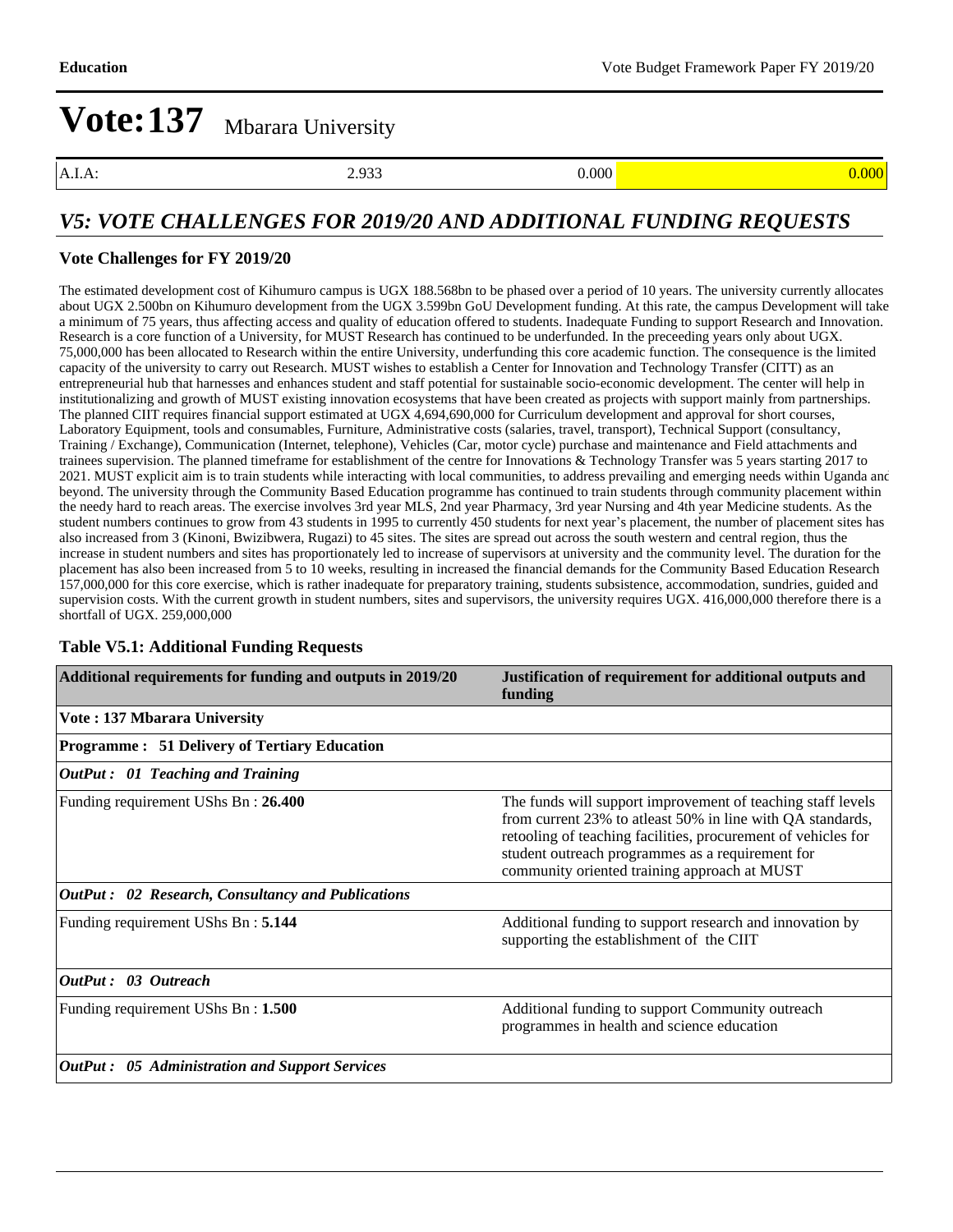# Vote:137 Mbarara University

| A.I.A: | 2.933 | 0.000 | 0.000 |
|---|---|---|---|

## *V5: VOTE CHALLENGES FOR 2019/20 AND ADDITIONAL FUNDING REQUESTS*

### Vote Challenges for FY 2019/20

The estimated development cost of Kihumuro campus is UGX 188.568bn to be phased over a period of 10 years. The university currently allocates about UGX 2.500bn on Kihumuro development from the UGX 3.599bn GoU Development funding. At this rate, the campus Development will take a minimum of 75 years, thus affecting access and quality of education offered to students. Inadequate Funding to support Research and Innovation. Research is a core function of a University, for MUST Research has continued to be underfunded. In the preceeding years only about UGX. 75,000,000 has been allocated to Research within the entire University, underfunding this core academic function. The consequence is the limited capacity of the university to carry out Research. MUST wishes to establish a Center for Innovation and Technology Transfer (CITT) as an entrepreneurial hub that harnesses and enhances student and staff potential for sustainable socio-economic development. The center will help in institutionalizing and growth of MUST existing innovation ecosystems that have been created as projects with support mainly from partnerships. The planned CIIT requires financial support estimated at UGX 4,694,690,000 for Curriculum development and approval for short courses, Laboratory Equipment, tools and consumables, Furniture, Administrative costs (salaries, travel, transport), Technical Support (consultancy, Training / Exchange), Communication (Internet, telephone), Vehicles (Car, motor cycle) purchase and maintenance and Field attachments and trainees supervision. The planned timeframe for establishment of the centre for Innovations & Technology Transfer was 5 years starting 2017 to 2021. MUST explicit aim is to train students while interacting with local communities, to address prevailing and emerging needs within Uganda and beyond. The university through the Community Based Education programme has continued to train students through community placement within the needy hard to reach areas. The exercise involves 3rd year MLS, 2nd year Pharmacy, 3rd year Nursing and 4th year Medicine students. As the student numbers continues to grow from 43 students in 1995 to currently 450 students for next year's placement, the number of placement sites has also increased from 3 (Kinoni, Bwizibwera, Rugazi) to 45 sites. The sites are spread out across the south western and central region, thus the increase in student numbers and sites has proportionately led to increase of supervisors at university and the community level. The duration for the placement has also been increased from 5 to 10 weeks, resulting in increased the financial demands for the Community Based Education Research 157,000,000 for this core exercise, which is rather inadequate for preparatory training, students subsistence, accommodation, sundries, guided and supervision costs. With the current growth in student numbers, sites and supervisors, the university requires UGX. 416,000,000 therefore there is a shortfall of UGX. 259,000,000

### Table V5.1: Additional Funding Requests

| Additional requirements for funding and outputs in 2019/20 | Justification of requirement for additional outputs and funding |
|---|---|
| **Vote : 137 Mbarara University** | |
| **Programme : 51 Delivery of Tertiary Education** | |
| ***OutPut : 01 Teaching and Training*** | |
| Funding requirement UShs Bn : **26.400** | The funds will support improvement of teaching staff levels from current 23% to atleast 50% in line with QA standards, retooling of teaching facilities, procurement of vehicles for student outreach programmes as a requirement for community oriented training approach at MUST |
| ***OutPut : 02 Research, Consultancy and Publications*** | |
| Funding requirement UShs Bn : **5.144** | Additional funding to support research and innovation by supporting the establishment of the CIIT |
| ***OutPut : 03 Outreach*** | |
| Funding requirement UShs Bn : **1.500** | Additional funding to support Community outreach programmes in health and science education |
| ***OutPut : 05 Administration and Support Services*** | |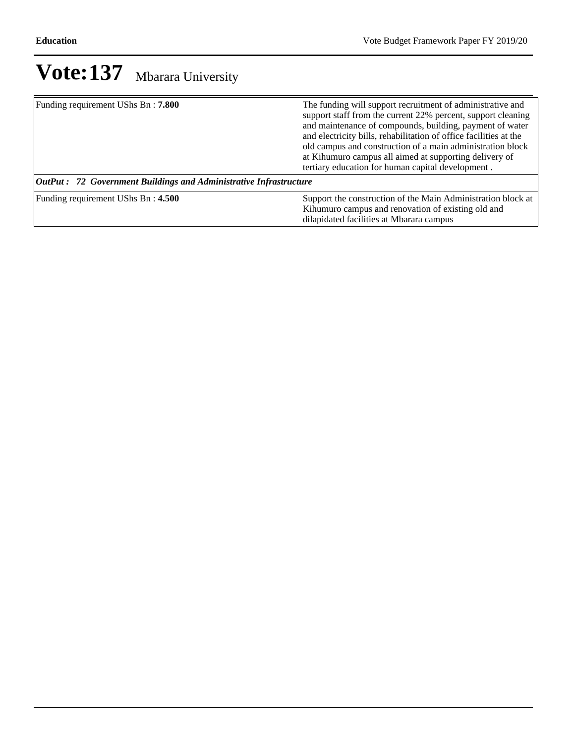# Vote:137 Mbarara University

| | |
|---|---|
| Funding requirement UShs Bn : **7.800** | The funding will support recruitment of administrative and support staff from the current 22% percent, support cleaning and maintenance of compounds, building, payment of water and electricity bills, rehabilitation of office facilities at the old campus and construction of a main administration block at Kihumuro campus all aimed at supporting delivery of tertiary education for human capital development . |
| ***OutPut : 72 Government Buildings and Administrative Infrastructure*** | |
| Funding requirement UShs Bn : **4.500** | Support the construction of the Main Administration block at Kihumuro campus and renovation of existing old and dilapidated facilities at Mbarara campus |